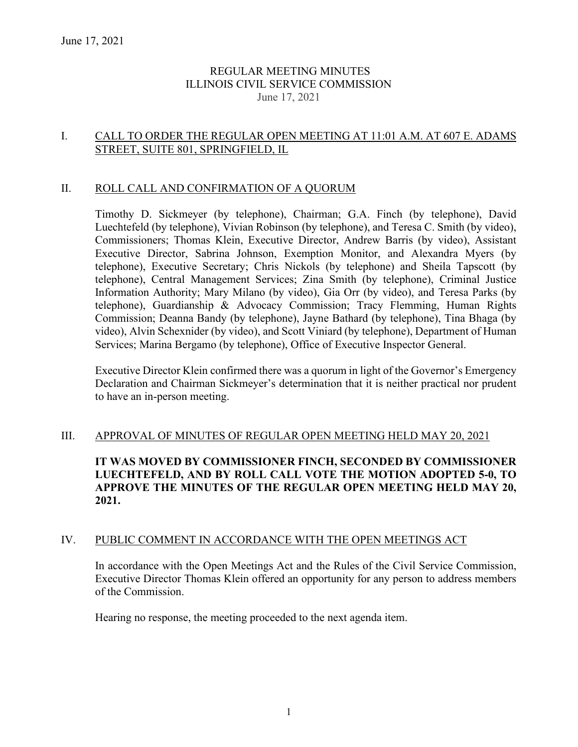# REGULAR MEETING MINUTES
# ILLINOIS CIVIL SERVICE COMMISSION
June 17, 2021

## I. CALL TO ORDER THE REGULAR OPEN MEETING AT 11:01 A.M. AT 607 E. ADAMS STREET, SUITE 801, SPRINGFIELD, IL

## II. ROLL CALL AND CONFIRMATION OF A QUORUM

Timothy D. Sickmeyer (by telephone), Chairman; G.A. Finch (by telephone), David Luechtefeld (by telephone), Vivian Robinson (by telephone), and Teresa C. Smith (by video), Commissioners; Thomas Klein, Executive Director, Andrew Barris (by video), Assistant Executive Director, Sabrina Johnson, Exemption Monitor, and Alexandra Myers (by telephone), Executive Secretary; Chris Nickols (by telephone) and Sheila Tapscott (by telephone), Central Management Services; Zina Smith (by telephone), Criminal Justice Information Authority; Mary Milano (by video), Gia Orr (by video), and Teresa Parks (by telephone), Guardianship & Advocacy Commission; Tracy Flemming, Human Rights Commission; Deanna Bandy (by telephone), Jayne Bathard (by telephone), Tina Bhaga (by video), Alvin Schexnider (by video), and Scott Viniard (by telephone), Department of Human Services; Marina Bergamo (by telephone), Office of Executive Inspector General.

Executive Director Klein confirmed there was a quorum in light of the Governor's Emergency Declaration and Chairman Sickmeyer's determination that it is neither practical nor prudent to have an in-person meeting.

## III. APPROVAL OF MINUTES OF REGULAR OPEN MEETING HELD MAY 20, 2021

**IT WAS MOVED BY COMMISSIONER FINCH, SECONDED BY COMMISSIONER LUECHTEFELD, AND BY ROLL CALL VOTE THE MOTION ADOPTED 5-0, TO APPROVE THE MINUTES OF THE REGULAR OPEN MEETING HELD MAY 20, 2021.**

## IV. PUBLIC COMMENT IN ACCORDANCE WITH THE OPEN MEETINGS ACT

In accordance with the Open Meetings Act and the Rules of the Civil Service Commission, Executive Director Thomas Klein offered an opportunity for any person to address members of the Commission.

Hearing no response, the meeting proceeded to the next agenda item.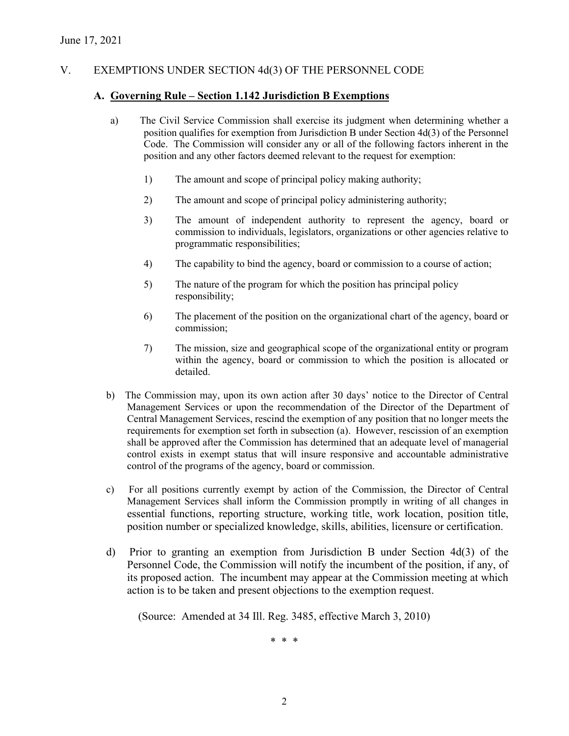June 17, 2021

## V. EXEMPTIONS UNDER SECTION 4d(3) OF THE PERSONNEL CODE

### A. Governing Rule – Section 1.142 Jurisdiction B Exemptions

a) The Civil Service Commission shall exercise its judgment when determining whether a position qualifies for exemption from Jurisdiction B under Section 4d(3) of the Personnel Code. The Commission will consider any or all of the following factors inherent in the position and any other factors deemed relevant to the request for exemption:

1) The amount and scope of principal policy making authority;

2) The amount and scope of principal policy administering authority;

3) The amount of independent authority to represent the agency, board or commission to individuals, legislators, organizations or other agencies relative to programmatic responsibilities;

4) The capability to bind the agency, board or commission to a course of action;

5) The nature of the program for which the position has principal policy responsibility;

6) The placement of the position on the organizational chart of the agency, board or commission;

7) The mission, size and geographical scope of the organizational entity or program within the agency, board or commission to which the position is allocated or detailed.

b) The Commission may, upon its own action after 30 days' notice to the Director of Central Management Services or upon the recommendation of the Director of the Department of Central Management Services, rescind the exemption of any position that no longer meets the requirements for exemption set forth in subsection (a). However, rescission of an exemption shall be approved after the Commission has determined that an adequate level of managerial control exists in exempt status that will insure responsive and accountable administrative control of the programs of the agency, board or commission.

c) For all positions currently exempt by action of the Commission, the Director of Central Management Services shall inform the Commission promptly in writing of all changes in essential functions, reporting structure, working title, work location, position title, position number or specialized knowledge, skills, abilities, licensure or certification.

d) Prior to granting an exemption from Jurisdiction B under Section 4d(3) of the Personnel Code, the Commission will notify the incumbent of the position, if any, of its proposed action. The incumbent may appear at the Commission meeting at which action is to be taken and present objections to the exemption request.

(Source: Amended at 34 Ill. Reg. 3485, effective March 3, 2010)

\* \* \*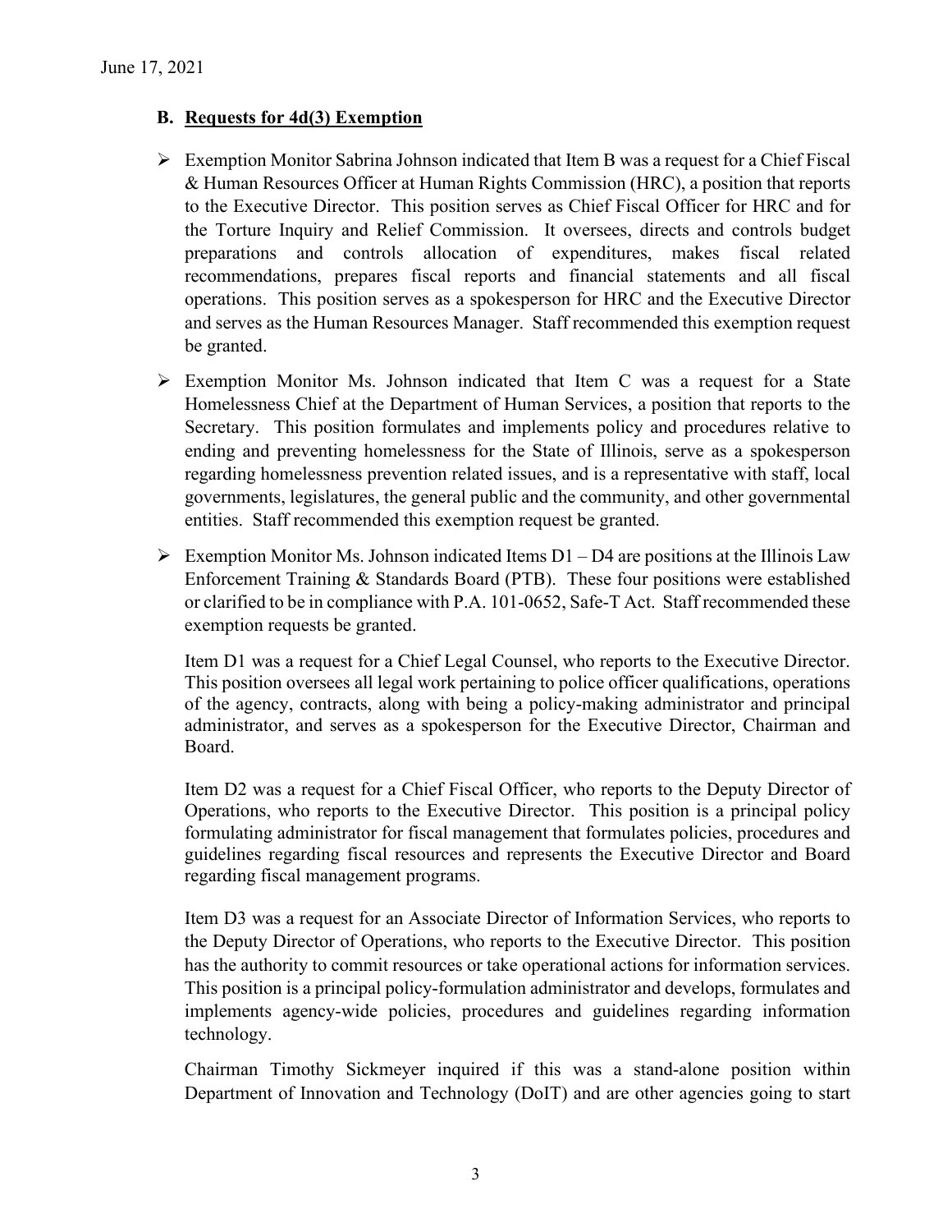June 17, 2021

### B. Requests for 4d(3) Exemption

- Exemption Monitor Sabrina Johnson indicated that Item B was a request for a Chief Fiscal & Human Resources Officer at Human Rights Commission (HRC), a position that reports to the Executive Director. This position serves as Chief Fiscal Officer for HRC and for the Torture Inquiry and Relief Commission. It oversees, directs and controls budget preparations and controls allocation of expenditures, makes fiscal related recommendations, prepares fiscal reports and financial statements and all fiscal operations. This position serves as a spokesperson for HRC and the Executive Director and serves as the Human Resources Manager. Staff recommended this exemption request be granted.

- Exemption Monitor Ms. Johnson indicated that Item C was a request for a State Homelessness Chief at the Department of Human Services, a position that reports to the Secretary. This position formulates and implements policy and procedures relative to ending and preventing homelessness for the State of Illinois, serve as a spokesperson regarding homelessness prevention related issues, and is a representative with staff, local governments, legislatures, the general public and the community, and other governmental entities. Staff recommended this exemption request be granted.

- Exemption Monitor Ms. Johnson indicated Items D1 – D4 are positions at the Illinois Law Enforcement Training & Standards Board (PTB). These four positions were established or clarified to be in compliance with P.A. 101-0652, Safe-T Act. Staff recommended these exemption requests be granted.

  Item D1 was a request for a Chief Legal Counsel, who reports to the Executive Director. This position oversees all legal work pertaining to police officer qualifications, operations of the agency, contracts, along with being a policy-making administrator and principal administrator, and serves as a spokesperson for the Executive Director, Chairman and Board.

  Item D2 was a request for a Chief Fiscal Officer, who reports to the Deputy Director of Operations, who reports to the Executive Director. This position is a principal policy formulating administrator for fiscal management that formulates policies, procedures and guidelines regarding fiscal resources and represents the Executive Director and Board regarding fiscal management programs.

  Item D3 was a request for an Associate Director of Information Services, who reports to the Deputy Director of Operations, who reports to the Executive Director. This position has the authority to commit resources or take operational actions for information services. This position is a principal policy-formulation administrator and develops, formulates and implements agency-wide policies, procedures and guidelines regarding information technology.

  Chairman Timothy Sickmeyer inquired if this was a stand-alone position within Department of Innovation and Technology (DoIT) and are other agencies going to start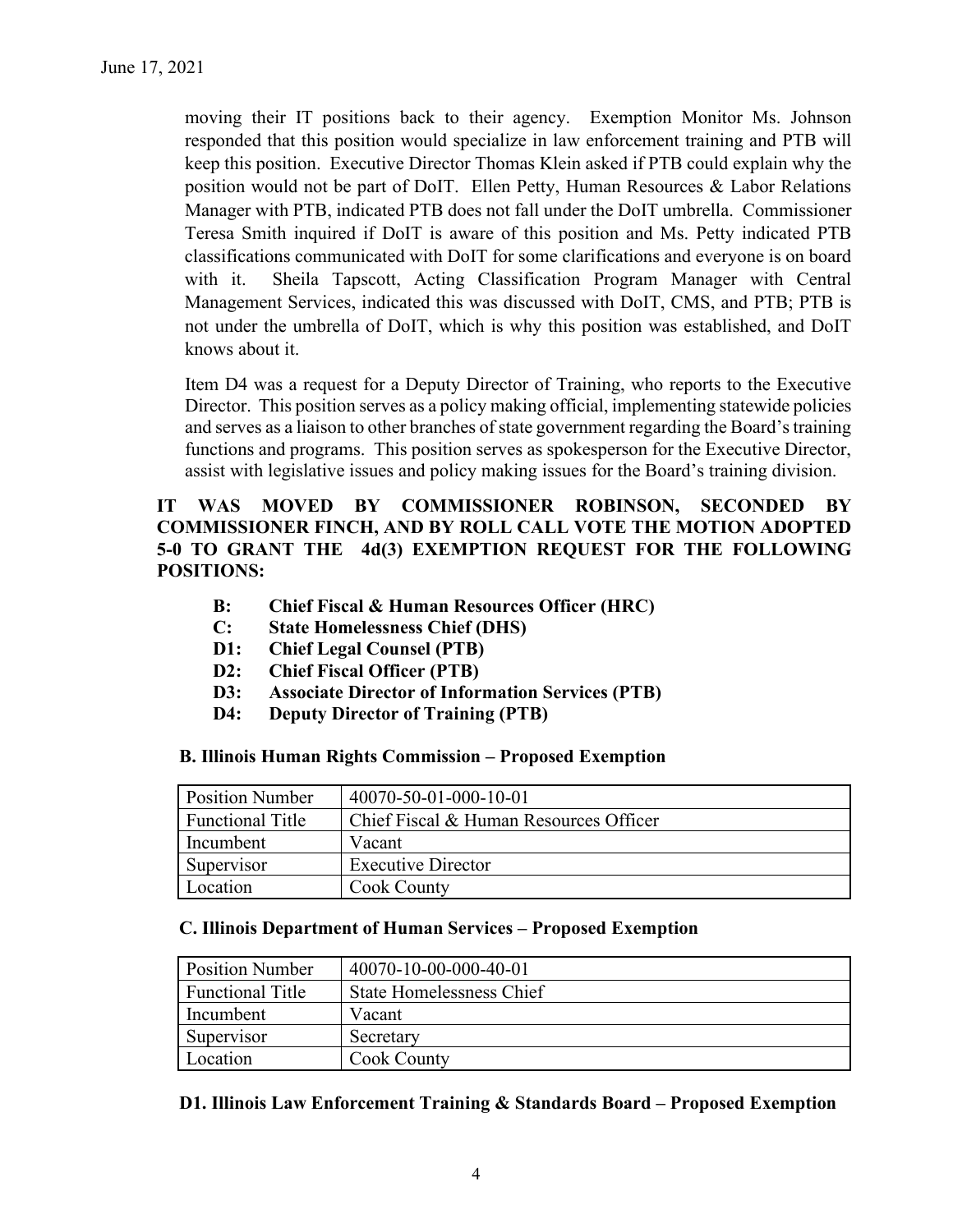moving their IT positions back to their agency. Exemption Monitor Ms. Johnson responded that this position would specialize in law enforcement training and PTB will keep this position. Executive Director Thomas Klein asked if PTB could explain why the position would not be part of DoIT. Ellen Petty, Human Resources & Labor Relations Manager with PTB, indicated PTB does not fall under the DoIT umbrella. Commissioner Teresa Smith inquired if DoIT is aware of this position and Ms. Petty indicated PTB classifications communicated with DoIT for some clarifications and everyone is on board with it. Sheila Tapscott, Acting Classification Program Manager with Central Management Services, indicated this was discussed with DoIT, CMS, and PTB; PTB is not under the umbrella of DoIT, which is why this position was established, and DoIT knows about it.

Item D4 was a request for a Deputy Director of Training, who reports to the Executive Director. This position serves as a policy making official, implementing statewide policies and serves as a liaison to other branches of state government regarding the Board's training functions and programs. This position serves as spokesperson for the Executive Director, assist with legislative issues and policy making issues for the Board's training division.

**IT WAS MOVED BY COMMISSIONER ROBINSON, SECONDED BY COMMISSIONER FINCH, AND BY ROLL CALL VOTE THE MOTION ADOPTED 5-0 TO GRANT THE 4d(3) EXEMPTION REQUEST FOR THE FOLLOWING POSITIONS:**

- **B: Chief Fiscal & Human Resources Officer (HRC)**
- **C: State Homelessness Chief (DHS)**
- **D1: Chief Legal Counsel (PTB)**
- **D2: Chief Fiscal Officer (PTB)**
- **D3: Associate Director of Information Services (PTB)**
- **D4: Deputy Director of Training (PTB)**

**B. Illinois Human Rights Commission – Proposed Exemption**

| Position Number | 40070-50-01-000-10-01 |
|---|---|
| Functional Title | Chief Fiscal & Human Resources Officer |
| Incumbent | Vacant |
| Supervisor | Executive Director |
| Location | Cook County |

**C. Illinois Department of Human Services – Proposed Exemption**

| Position Number | 40070-10-00-000-40-01 |
|---|---|
| Functional Title | State Homelessness Chief |
| Incumbent | Vacant |
| Supervisor | Secretary |
| Location | Cook County |

**D1. Illinois Law Enforcement Training & Standards Board – Proposed Exemption**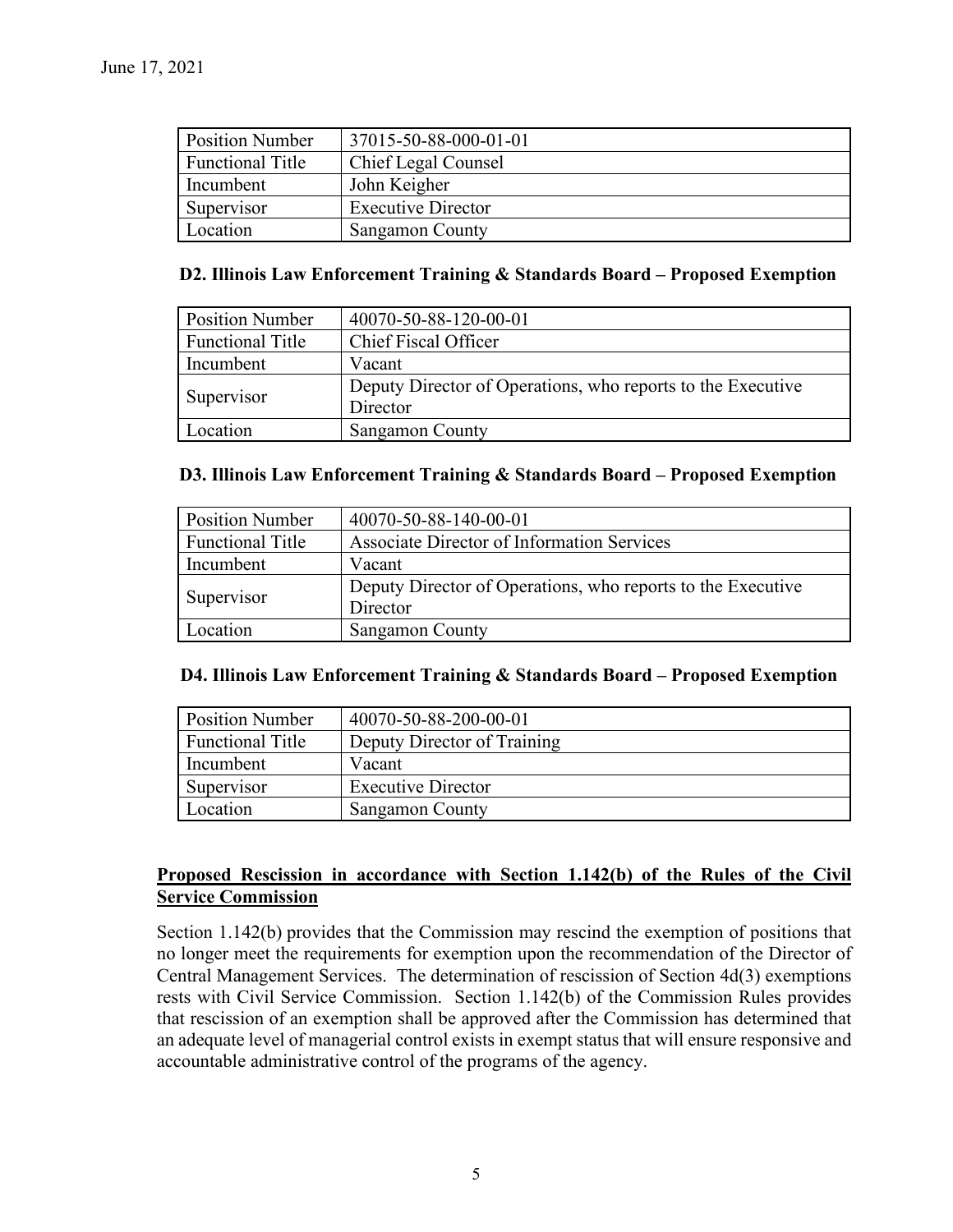| Position Number | 37015-50-88-000-01-01 |
|---|---|
| Functional Title | Chief Legal Counsel |
| Incumbent | John Keigher |
| Supervisor | Executive Director |
| Location | Sangamon County |

**D2. Illinois Law Enforcement Training & Standards Board – Proposed Exemption**

| Position Number | 40070-50-88-120-00-01 |
|---|---|
| Functional Title | Chief Fiscal Officer |
| Incumbent | Vacant |
| Supervisor | Deputy Director of Operations, who reports to the Executive Director |
| Location | Sangamon County |

**D3. Illinois Law Enforcement Training & Standards Board – Proposed Exemption**

| Position Number | 40070-50-88-140-00-01 |
|---|---|
| Functional Title | Associate Director of Information Services |
| Incumbent | Vacant |
| Supervisor | Deputy Director of Operations, who reports to the Executive Director |
| Location | Sangamon County |

**D4. Illinois Law Enforcement Training & Standards Board – Proposed Exemption**

| Position Number | 40070-50-88-200-00-01 |
|---|---|
| Functional Title | Deputy Director of Training |
| Incumbent | Vacant |
| Supervisor | Executive Director |
| Location | Sangamon County |

**Proposed Rescission in accordance with Section 1.142(b) of the Rules of the Civil Service Commission**

Section 1.142(b) provides that the Commission may rescind the exemption of positions that no longer meet the requirements for exemption upon the recommendation of the Director of Central Management Services. The determination of rescission of Section 4d(3) exemptions rests with Civil Service Commission. Section 1.142(b) of the Commission Rules provides that rescission of an exemption shall be approved after the Commission has determined that an adequate level of managerial control exists in exempt status that will ensure responsive and accountable administrative control of the programs of the agency.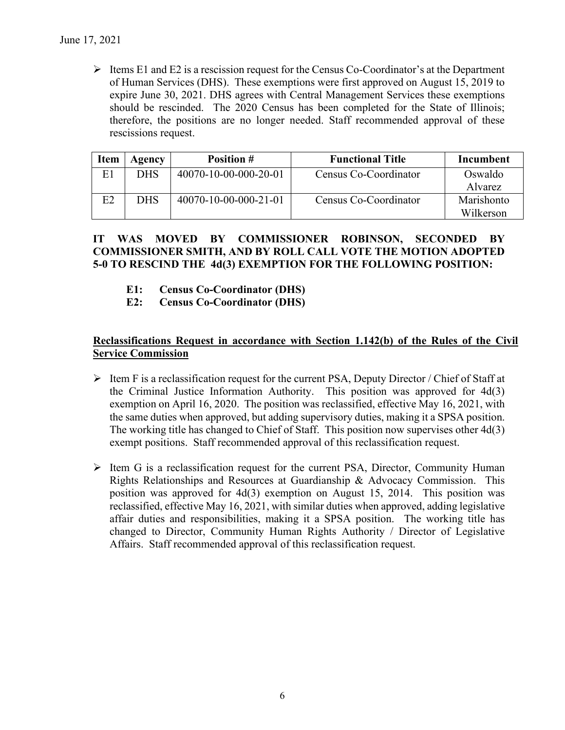June 17, 2021

- Items E1 and E2 is a rescission request for the Census Co-Coordinator's at the Department of Human Services (DHS). These exemptions were first approved on August 15, 2019 to expire June 30, 2021. DHS agrees with Central Management Services these exemptions should be rescinded. The 2020 Census has been completed for the State of Illinois; therefore, the positions are no longer needed. Staff recommended approval of these rescissions request.

| Item | Agency | Position # | Functional Title | Incumbent |
|---|---|---|---|---|
| E1 | DHS | 40070-10-00-000-20-01 | Census Co-Coordinator | Oswaldo Alvarez |
| E2 | DHS | 40070-10-00-000-21-01 | Census Co-Coordinator | Marishonto Wilkerson |

**IT WAS MOVED BY COMMISSIONER ROBINSON, SECONDED BY COMMISSIONER SMITH, AND BY ROLL CALL VOTE THE MOTION ADOPTED 5-0 TO RESCIND THE 4d(3) EXEMPTION FOR THE FOLLOWING POSITION:**

- **E1: Census Co-Coordinator (DHS)**
- **E2: Census Co-Coordinator (DHS)**

**<u>Reclassifications Request in accordance with Section 1.142(b) of the Rules of the Civil Service Commission</u>**

- Item F is a reclassification request for the current PSA, Deputy Director / Chief of Staff at the Criminal Justice Information Authority. This position was approved for 4d(3) exemption on April 16, 2020. The position was reclassified, effective May 16, 2021, with the same duties when approved, but adding supervisory duties, making it a SPSA position. The working title has changed to Chief of Staff. This position now supervises other 4d(3) exempt positions. Staff recommended approval of this reclassification request.

- Item G is a reclassification request for the current PSA, Director, Community Human Rights Relationships and Resources at Guardianship & Advocacy Commission. This position was approved for 4d(3) exemption on August 15, 2014. This position was reclassified, effective May 16, 2021, with similar duties when approved, adding legislative affair duties and responsibilities, making it a SPSA position. The working title has changed to Director, Community Human Rights Authority / Director of Legislative Affairs. Staff recommended approval of this reclassification request.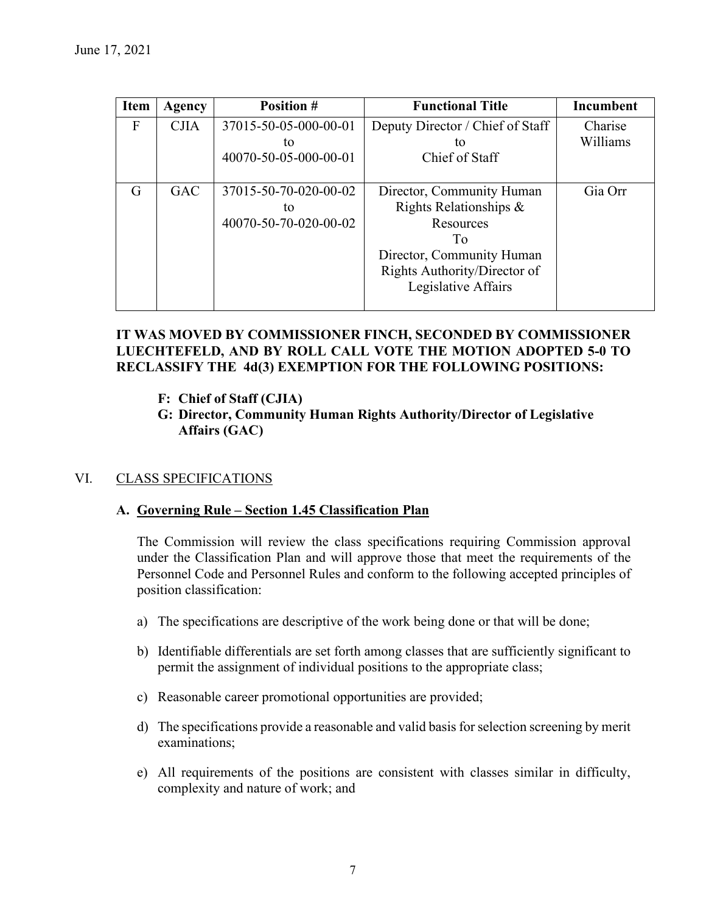June 17, 2021

| Item | Agency | Position # | Functional Title | Incumbent |
|---|---|---|---|---|
| F | CJIA | 37015-50-05-000-00-01 to 40070-50-05-000-00-01 | Deputy Director / Chief of Staff to Chief of Staff | Charise Williams |
| G | GAC | 37015-50-70-020-00-02 to 40070-50-70-020-00-02 | Director, Community Human Rights Relationships & Resources To Director, Community Human Rights Authority/Director of Legislative Affairs | Gia Orr |

**IT WAS MOVED BY COMMISSIONER FINCH, SECONDED BY COMMISSIONER LUECHTEFELD, AND BY ROLL CALL VOTE THE MOTION ADOPTED 5-0 TO RECLASSIFY THE 4d(3) EXEMPTION FOR THE FOLLOWING POSITIONS:**

- **F: Chief of Staff (CJIA)**
- **G: Director, Community Human Rights Authority/Director of Legislative Affairs (GAC)**

## VI. CLASS SPECIFICATIONS

### A. Governing Rule – Section 1.45 Classification Plan

The Commission will review the class specifications requiring Commission approval under the Classification Plan and will approve those that meet the requirements of the Personnel Code and Personnel Rules and conform to the following accepted principles of position classification:

a) The specifications are descriptive of the work being done or that will be done;

b) Identifiable differentials are set forth among classes that are sufficiently significant to permit the assignment of individual positions to the appropriate class;

c) Reasonable career promotional opportunities are provided;

d) The specifications provide a reasonable and valid basis for selection screening by merit examinations;

e) All requirements of the positions are consistent with classes similar in difficulty, complexity and nature of work; and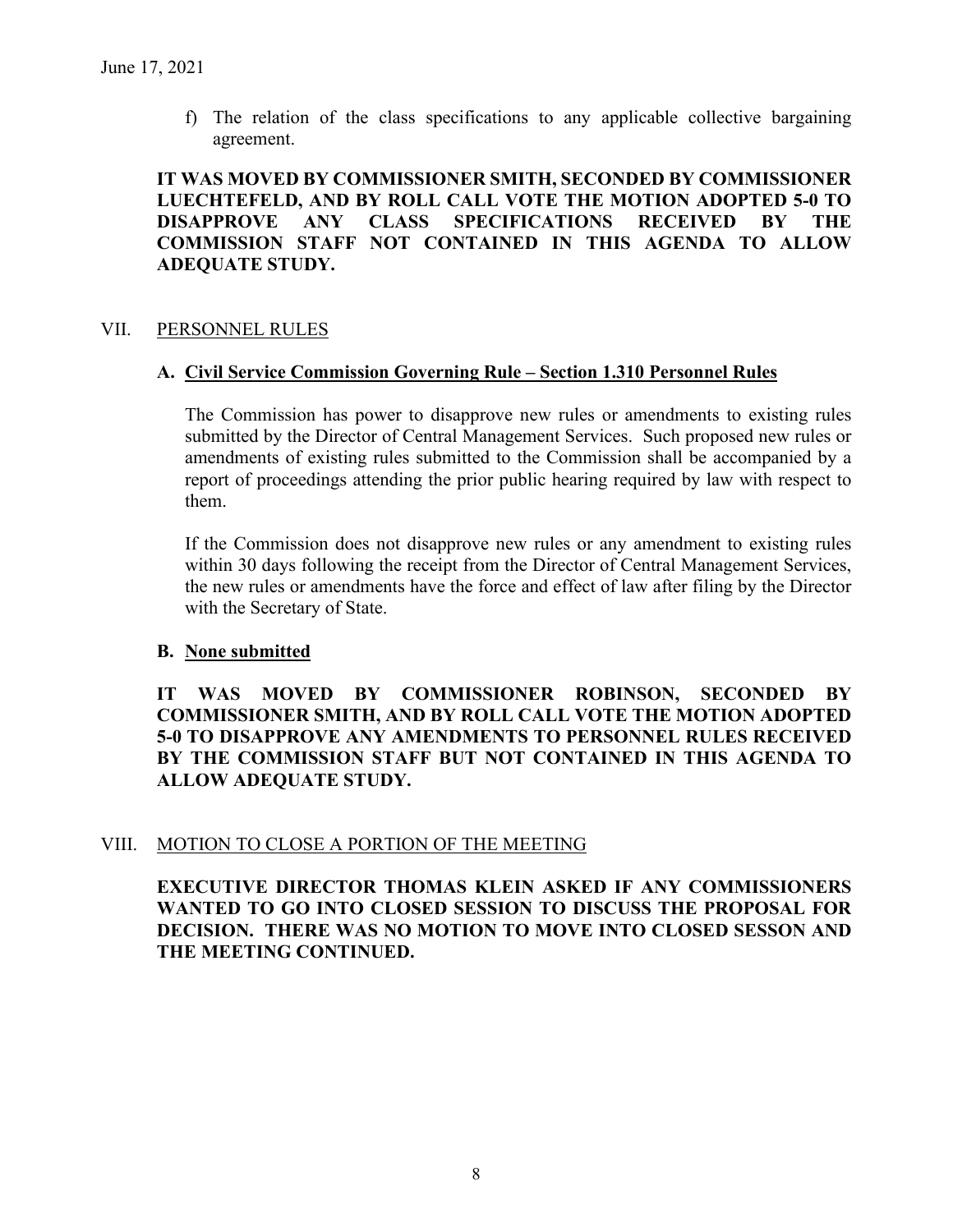f) The relation of the class specifications to any applicable collective bargaining agreement.

**IT WAS MOVED BY COMMISSIONER SMITH, SECONDED BY COMMISSIONER LUECHTEFELD, AND BY ROLL CALL VOTE THE MOTION ADOPTED 5-0 TO DISAPPROVE ANY CLASS SPECIFICATIONS RECEIVED BY THE COMMISSION STAFF NOT CONTAINED IN THIS AGENDA TO ALLOW ADEQUATE STUDY.**

## VII. PERSONNEL RULES

### A. Civil Service Commission Governing Rule – Section 1.310 Personnel Rules

The Commission has power to disapprove new rules or amendments to existing rules submitted by the Director of Central Management Services. Such proposed new rules or amendments of existing rules submitted to the Commission shall be accompanied by a report of proceedings attending the prior public hearing required by law with respect to them.

If the Commission does not disapprove new rules or any amendment to existing rules within 30 days following the receipt from the Director of Central Management Services, the new rules or amendments have the force and effect of law after filing by the Director with the Secretary of State.

### B. None submitted

**IT WAS MOVED BY COMMISSIONER ROBINSON, SECONDED BY COMMISSIONER SMITH, AND BY ROLL CALL VOTE THE MOTION ADOPTED 5-0 TO DISAPPROVE ANY AMENDMENTS TO PERSONNEL RULES RECEIVED BY THE COMMISSION STAFF BUT NOT CONTAINED IN THIS AGENDA TO ALLOW ADEQUATE STUDY.**

## VIII. MOTION TO CLOSE A PORTION OF THE MEETING

**EXECUTIVE DIRECTOR THOMAS KLEIN ASKED IF ANY COMMISSIONERS WANTED TO GO INTO CLOSED SESSION TO DISCUSS THE PROPOSAL FOR DECISION. THERE WAS NO MOTION TO MOVE INTO CLOSED SESSON AND THE MEETING CONTINUED.**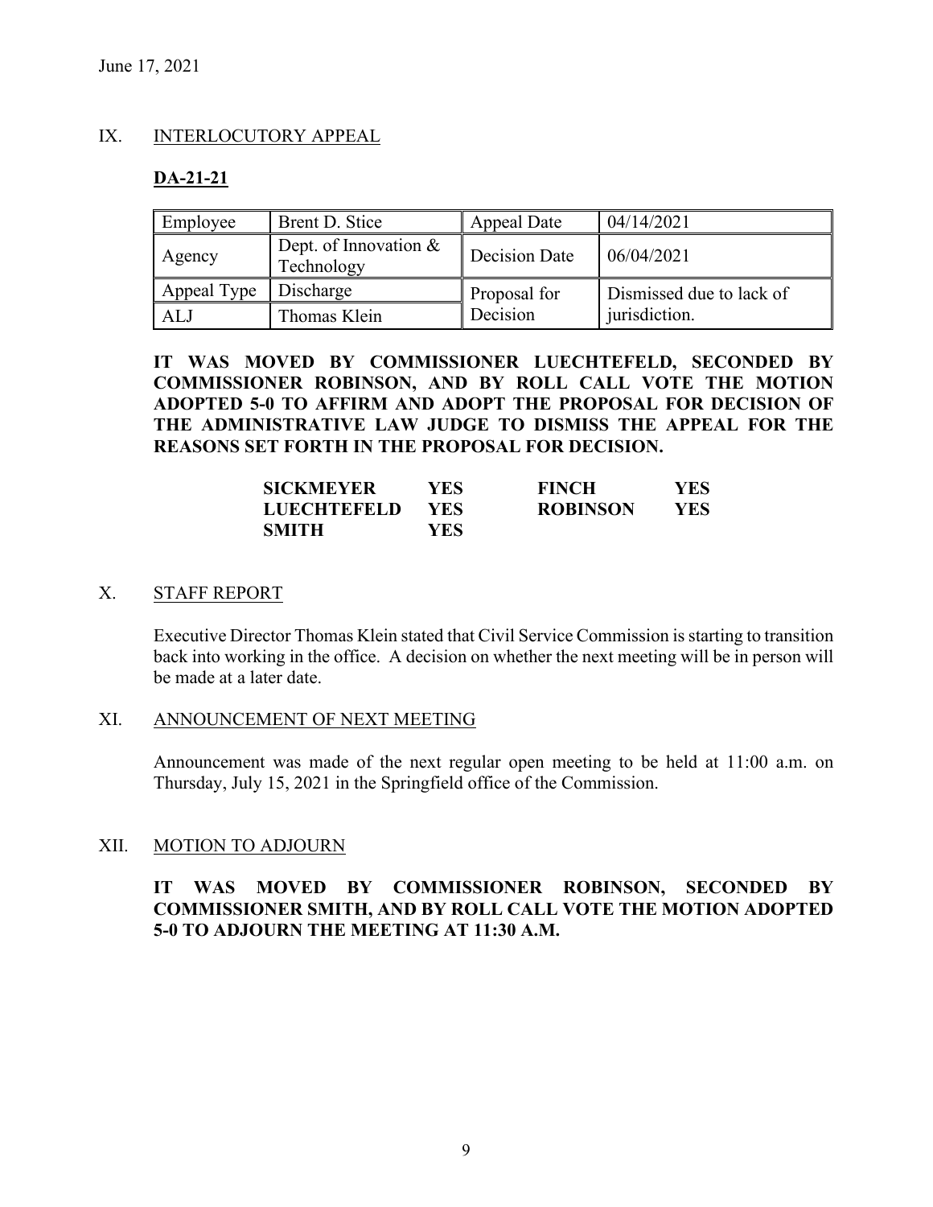June 17, 2021

## IX. INTERLOCUTORY APPEAL

### DA-21-21

| | | | |
|---|---|---|---|
| Employee | Brent D. Stice | Appeal Date | 04/14/2021 |
| Agency | Dept. of Innovation & Technology | Decision Date | 06/04/2021 |
| Appeal Type | Discharge | Proposal for Decision | Dismissed due to lack of jurisdiction. |
| ALJ | Thomas Klein | | |

**IT WAS MOVED BY COMMISSIONER LUECHTEFELD, SECONDED BY COMMISSIONER ROBINSON, AND BY ROLL CALL VOTE THE MOTION ADOPTED 5-0 TO AFFIRM AND ADOPT THE PROPOSAL FOR DECISION OF THE ADMINISTRATIVE LAW JUDGE TO DISMISS THE APPEAL FOR THE REASONS SET FORTH IN THE PROPOSAL FOR DECISION.**

| | | | |
|---|---|---|---|
| **SICKMEYER** | **YES** | **FINCH** | **YES** |
| **LUECHTEFELD** | **YES** | **ROBINSON** | **YES** |
| **SMITH** | **YES** | | |

## X. STAFF REPORT

Executive Director Thomas Klein stated that Civil Service Commission is starting to transition back into working in the office. A decision on whether the next meeting will be in person will be made at a later date.

## XI. ANNOUNCEMENT OF NEXT MEETING

Announcement was made of the next regular open meeting to be held at 11:00 a.m. on Thursday, July 15, 2021 in the Springfield office of the Commission.

## XII. MOTION TO ADJOURN

**IT WAS MOVED BY COMMISSIONER ROBINSON, SECONDED BY COMMISSIONER SMITH, AND BY ROLL CALL VOTE THE MOTION ADOPTED 5-0 TO ADJOURN THE MEETING AT 11:30 A.M.**